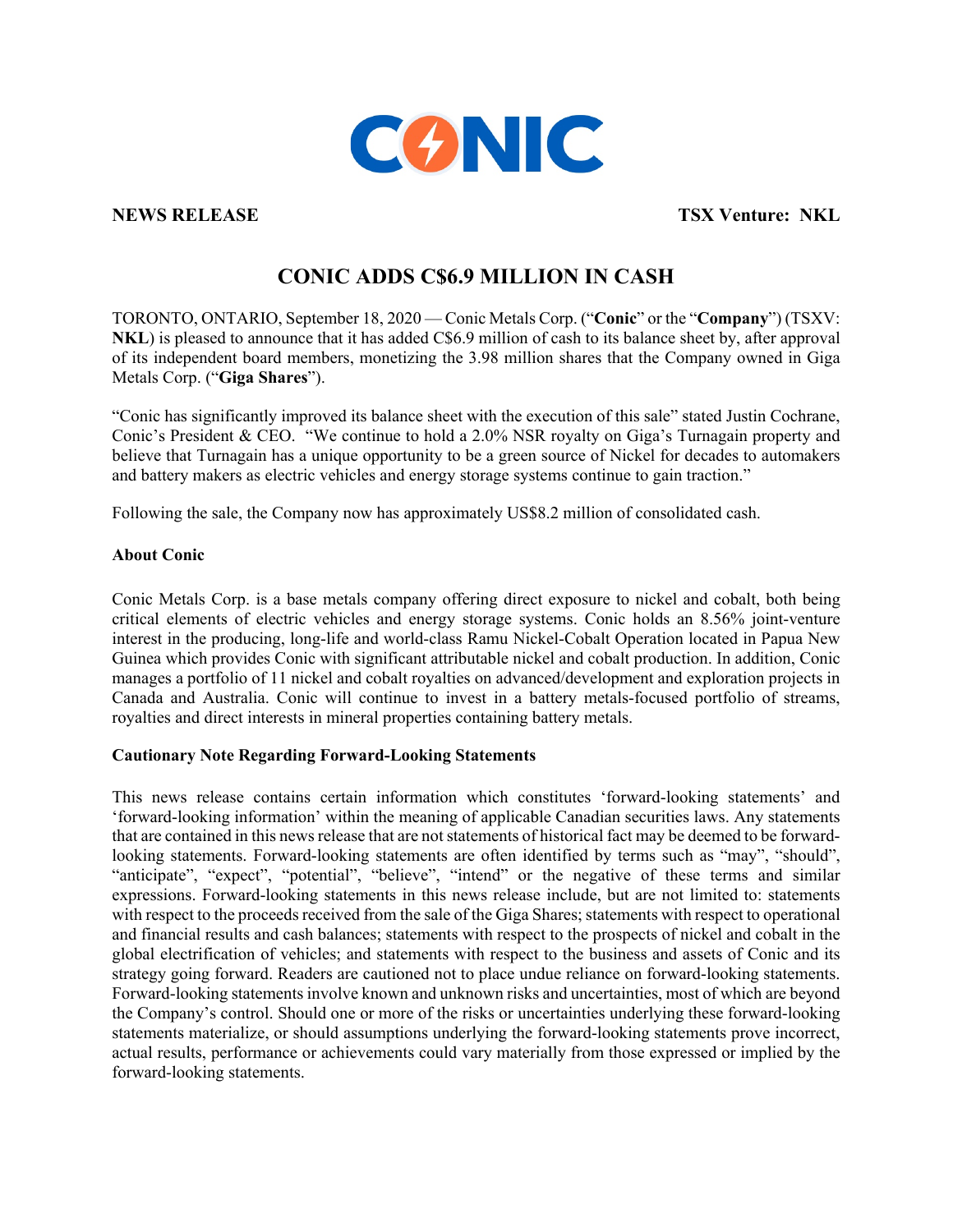CONIC

**NEWS RELEASE** **TSX Venture: NKL**

# CONIC ADDS C$6.9 MILLION IN CASH

TORONTO, ONTARIO, September 18, 2020 — Conic Metals Corp. ("**Conic**" or the "**Company**") (TSXV: **NKL**) is pleased to announce that it has added C$6.9 million of cash to its balance sheet by, after approval of its independent board members, monetizing the 3.98 million shares that the Company owned in Giga Metals Corp. ("**Giga Shares**").

"Conic has significantly improved its balance sheet with the execution of this sale" stated Justin Cochrane, Conic's President & CEO. "We continue to hold a 2.0% NSR royalty on Giga's Turnagain property and believe that Turnagain has a unique opportunity to be a green source of Nickel for decades to automakers and battery makers as electric vehicles and energy storage systems continue to gain traction."

Following the sale, the Company now has approximately US$8.2 million of consolidated cash.

**About Conic**

Conic Metals Corp. is a base metals company offering direct exposure to nickel and cobalt, both being critical elements of electric vehicles and energy storage systems. Conic holds an 8.56% joint-venture interest in the producing, long-life and world-class Ramu Nickel-Cobalt Operation located in Papua New Guinea which provides Conic with significant attributable nickel and cobalt production. In addition, Conic manages a portfolio of 11 nickel and cobalt royalties on advanced/development and exploration projects in Canada and Australia. Conic will continue to invest in a battery metals-focused portfolio of streams, royalties and direct interests in mineral properties containing battery metals.

**Cautionary Note Regarding Forward-Looking Statements**

This news release contains certain information which constitutes 'forward-looking statements' and 'forward-looking information' within the meaning of applicable Canadian securities laws. Any statements that are contained in this news release that are not statements of historical fact may be deemed to be forward-looking statements. Forward-looking statements are often identified by terms such as "may", "should", "anticipate", "expect", "potential", "believe", "intend" or the negative of these terms and similar expressions. Forward-looking statements in this news release include, but are not limited to: statements with respect to the proceeds received from the sale of the Giga Shares; statements with respect to operational and financial results and cash balances; statements with respect to the prospects of nickel and cobalt in the global electrification of vehicles; and statements with respect to the business and assets of Conic and its strategy going forward. Readers are cautioned not to place undue reliance on forward-looking statements. Forward-looking statements involve known and unknown risks and uncertainties, most of which are beyond the Company's control. Should one or more of the risks or uncertainties underlying these forward-looking statements materialize, or should assumptions underlying the forward-looking statements prove incorrect, actual results, performance or achievements could vary materially from those expressed or implied by the forward-looking statements.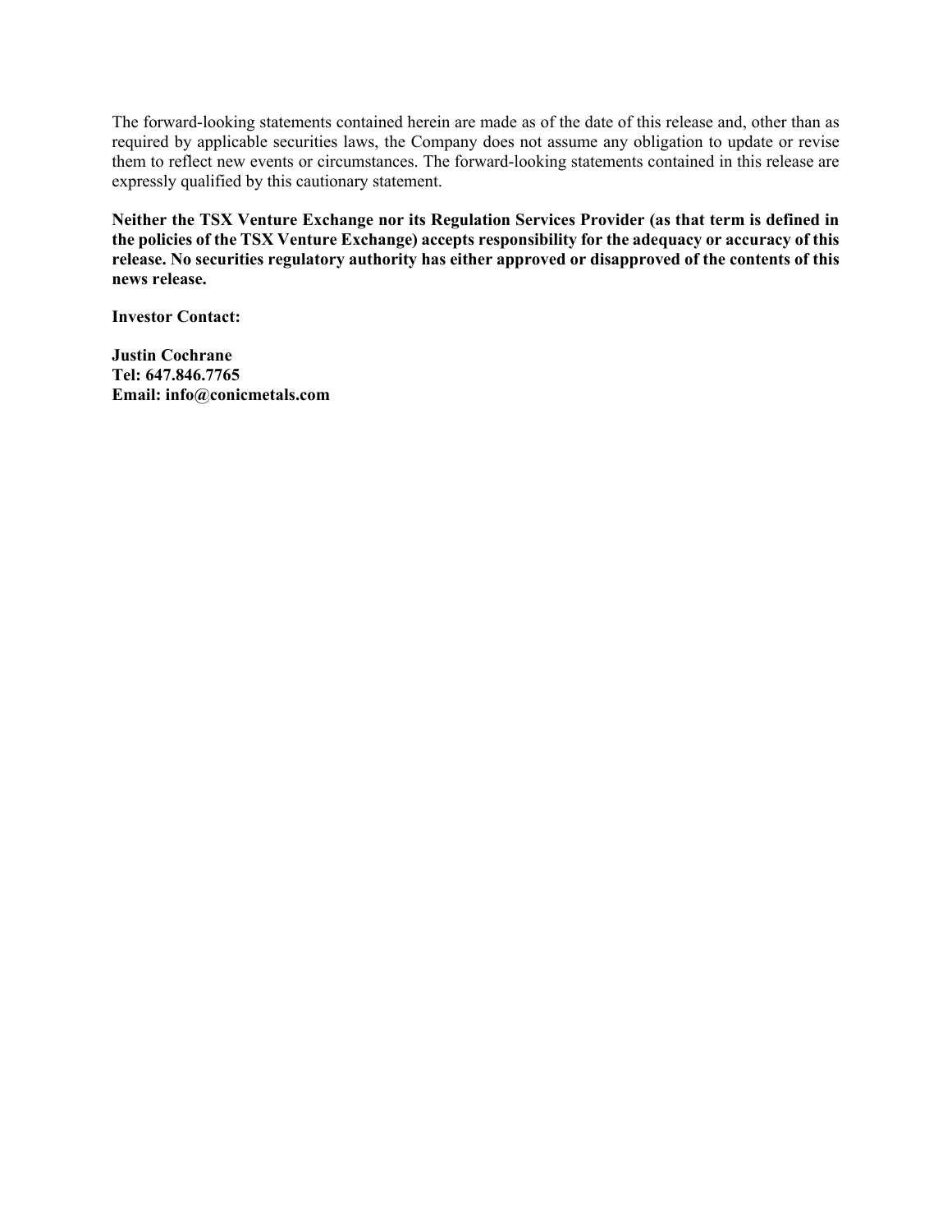The forward-looking statements contained herein are made as of the date of this release and, other than as required by applicable securities laws, the Company does not assume any obligation to update or revise them to reflect new events or circumstances. The forward-looking statements contained in this release are expressly qualified by this cautionary statement.

**Neither the TSX Venture Exchange nor its Regulation Services Provider (as that term is defined in the policies of the TSX Venture Exchange) accepts responsibility for the adequacy or accuracy of this release. No securities regulatory authority has either approved or disapproved of the contents of this news release.**

**Investor Contact:**

**Justin Cochrane**
**Tel: 647.846.7765**
**Email: info@conicmetals.com**